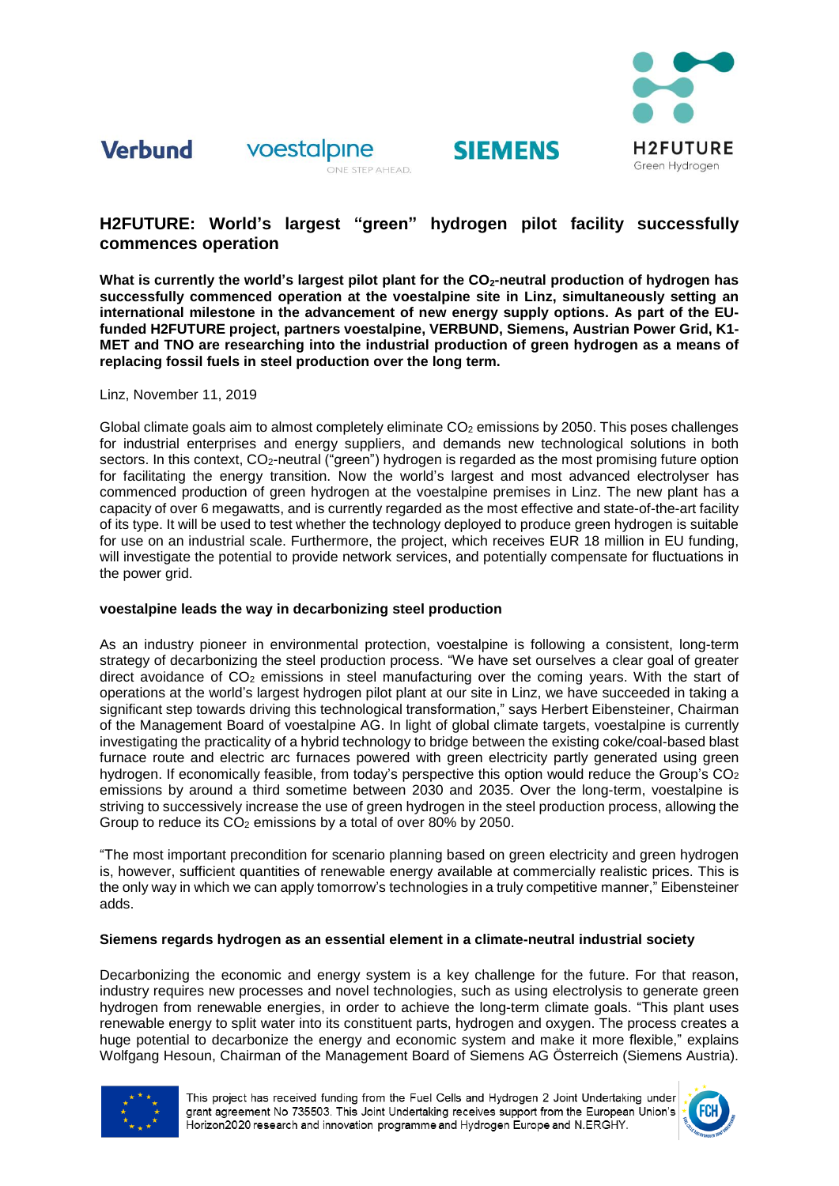Verbund voestalpine ONE STEP AHEAD. SIEMENS H2FUTURE Green Hydrogen

# H2FUTURE: World's largest "green" hydrogen pilot facility successfully commences operation

**What is currently the world's largest pilot plant for the $CO_2$-neutral production of hydrogen has successfully commenced operation at the voestalpine site in Linz, simultaneously setting an international milestone in the advancement of new energy supply options. As part of the EU-funded H2FUTURE project, partners voestalpine, VERBUND, Siemens, Austrian Power Grid, K1-MET and TNO are researching into the industrial production of green hydrogen as a means of replacing fossil fuels in steel production over the long term.**

Linz, November 11, 2019

Global climate goals aim to almost completely eliminate $CO_2$ emissions by 2050. This poses challenges for industrial enterprises and energy suppliers, and demands new technological solutions in both sectors. In this context, $CO_2$-neutral ("green") hydrogen is regarded as the most promising future option for facilitating the energy transition. Now the world's largest and most advanced electrolyser has commenced production of green hydrogen at the voestalpine premises in Linz. The new plant has a capacity of over 6 megawatts, and is currently regarded as the most effective and state-of-the-art facility of its type. It will be used to test whether the technology deployed to produce green hydrogen is suitable for use on an industrial scale. Furthermore, the project, which receives EUR 18 million in EU funding, will investigate the potential to provide network services, and potentially compensate for fluctuations in the power grid.

**voestalpine leads the way in decarbonizing steel production**

As an industry pioneer in environmental protection, voestalpine is following a consistent, long-term strategy of decarbonizing the steel production process. "We have set ourselves a clear goal of greater direct avoidance of $CO_2$ emissions in steel manufacturing over the coming years. With the start of operations at the world's largest hydrogen pilot plant at our site in Linz, we have succeeded in taking a significant step towards driving this technological transformation," says Herbert Eibensteiner, Chairman of the Management Board of voestalpine AG. In light of global climate targets, voestalpine is currently investigating the practicality of a hybrid technology to bridge between the existing coke/coal-based blast furnace route and electric arc furnaces powered with green electricity partly generated using green hydrogen. If economically feasible, from today's perspective this option would reduce the Group's $CO_2$ emissions by around a third sometime between 2030 and 2035. Over the long-term, voestalpine is striving to successively increase the use of green hydrogen in the steel production process, allowing the Group to reduce its $CO_2$ emissions by a total of over 80% by 2050.

"The most important precondition for scenario planning based on green electricity and green hydrogen is, however, sufficient quantities of renewable energy available at commercially realistic prices. This is the only way in which we can apply tomorrow's technologies in a truly competitive manner," Eibensteiner adds.

**Siemens regards hydrogen as an essential element in a climate-neutral industrial society**

Decarbonizing the economic and energy system is a key challenge for the future. For that reason, industry requires new processes and novel technologies, such as using electrolysis to generate green hydrogen from renewable energies, in order to achieve the long-term climate goals. "This plant uses renewable energy to split water into its constituent parts, hydrogen and oxygen. The process creates a huge potential to decarbonize the energy and economic system and make it more flexible," explains Wolfgang Hesoun, Chairman of the Management Board of Siemens AG Österreich (Siemens Austria).

This project has received funding from the Fuel Cells and Hydrogen 2 Joint Undertaking under grant agreement No 735503. This Joint Undertaking receives support from the European Union's Horizon2020 research and innovation programme and Hydrogen Europe and N.ERGHY.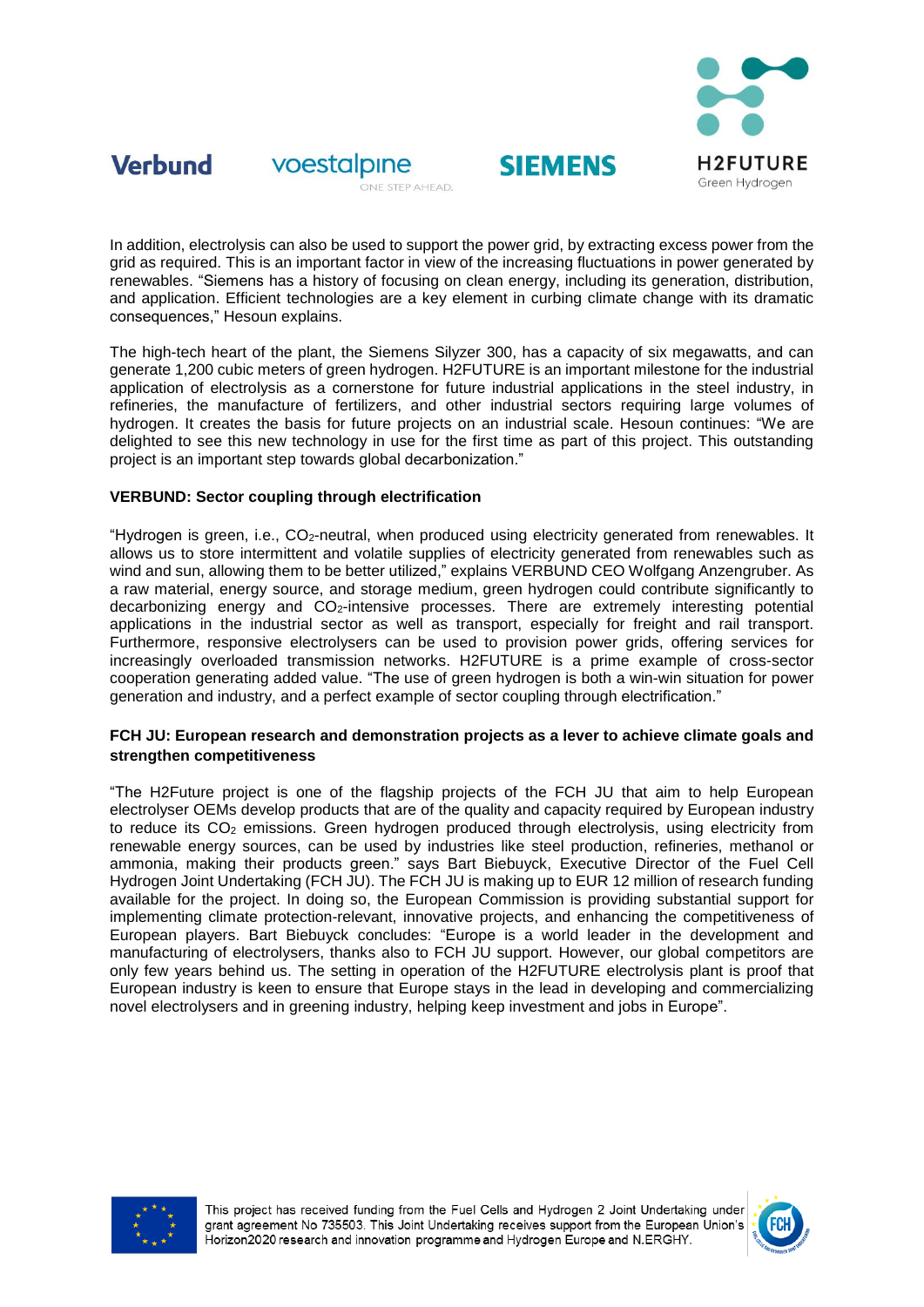In addition, electrolysis can also be used to support the power grid, by extracting excess power from the grid as required. This is an important factor in view of the increasing fluctuations in power generated by renewables. "Siemens has a history of focusing on clean energy, including its generation, distribution, and application. Efficient technologies are a key element in curbing climate change with its dramatic consequences," Hesoun explains.

The high-tech heart of the plant, the Siemens Silyzer 300, has a capacity of six megawatts, and can generate 1,200 cubic meters of green hydrogen. H2FUTURE is an important milestone for the industrial application of electrolysis as a cornerstone for future industrial applications in the steel industry, in refineries, the manufacture of fertilizers, and other industrial sectors requiring large volumes of hydrogen. It creates the basis for future projects on an industrial scale. Hesoun continues: "We are delighted to see this new technology in use for the first time as part of this project. This outstanding project is an important step towards global decarbonization."

**VERBUND: Sector coupling through electrification**

"Hydrogen is green, i.e., $CO_2$-neutral, when produced using electricity generated from renewables. It allows us to store intermittent and volatile supplies of electricity generated from renewables such as wind and sun, allowing them to be better utilized," explains VERBUND CEO Wolfgang Anzengruber. As a raw material, energy source, and storage medium, green hydrogen could contribute significantly to decarbonizing energy and $CO_2$-intensive processes. There are extremely interesting potential applications in the industrial sector as well as transport, especially for freight and rail transport. Furthermore, responsive electrolysers can be used to provision power grids, offering services for increasingly overloaded transmission networks. H2FUTURE is a prime example of cross-sector cooperation generating added value. "The use of green hydrogen is both a win-win situation for power generation and industry, and a perfect example of sector coupling through electrification."

**FCH JU: European research and demonstration projects as a lever to achieve climate goals and strengthen competitiveness**

"The H2Future project is one of the flagship projects of the FCH JU that aim to help European electrolyser OEMs develop products that are of the quality and capacity required by European industry to reduce its $CO_2$ emissions. Green hydrogen produced through electrolysis, using electricity from renewable energy sources, can be used by industries like steel production, refineries, methanol or ammonia, making their products green." says Bart Biebuyck, Executive Director of the Fuel Cell Hydrogen Joint Undertaking (FCH JU). The FCH JU is making up to EUR 12 million of research funding available for the project. In doing so, the European Commission is providing substantial support for implementing climate protection-relevant, innovative projects, and enhancing the competitiveness of European players. Bart Biebuyck concludes: "Europe is a world leader in the development and manufacturing of electrolysers, thanks also to FCH JU support. However, our global competitors are only few years behind us. The setting in operation of the H2FUTURE electrolysis plant is proof that European industry is keen to ensure that Europe stays in the lead in developing and commercializing novel electrolysers and in greening industry, helping keep investment and jobs in Europe".

This project has received funding from the Fuel Cells and Hydrogen 2 Joint Undertaking under grant agreement No 735503. This Joint Undertaking receives support from the European Union's Horizon2020 research and innovation programme and Hydrogen Europe and N.ERGHY.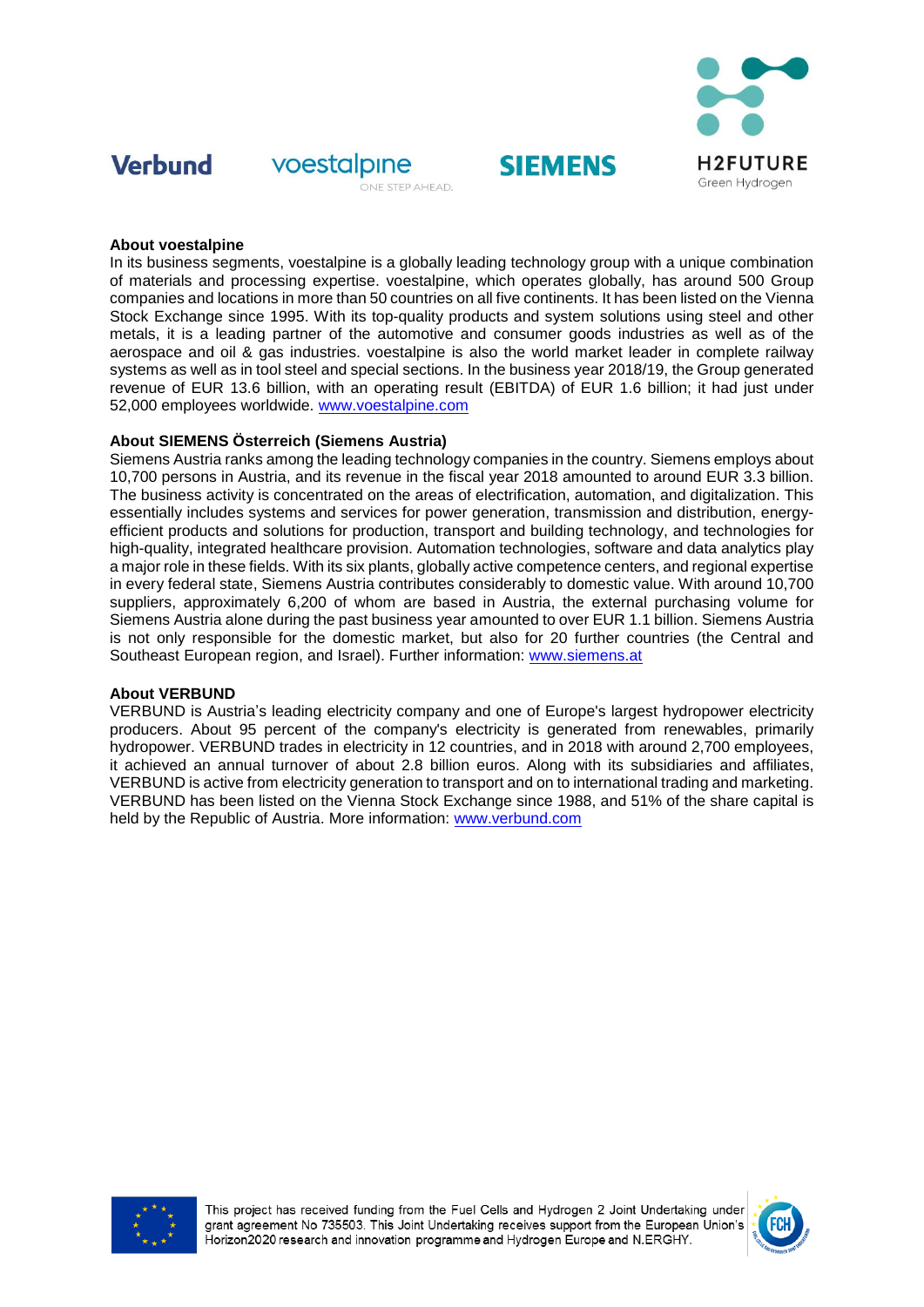**About voestalpine**

In its business segments, voestalpine is a globally leading technology group with a unique combination of materials and processing expertise. voestalpine, which operates globally, has around 500 Group companies and locations in more than 50 countries on all five continents. It has been listed on the Vienna Stock Exchange since 1995. With its top-quality products and system solutions using steel and other metals, it is a leading partner of the automotive and consumer goods industries as well as of the aerospace and oil & gas industries. voestalpine is also the world market leader in complete railway systems as well as in tool steel and special sections. In the business year 2018/19, the Group generated revenue of EUR 13.6 billion, with an operating result (EBITDA) of EUR 1.6 billion; it had just under 52,000 employees worldwide. www.voestalpine.com

**About SIEMENS Österreich (Siemens Austria)**

Siemens Austria ranks among the leading technology companies in the country. Siemens employs about 10,700 persons in Austria, and its revenue in the fiscal year 2018 amounted to around EUR 3.3 billion. The business activity is concentrated on the areas of electrification, automation, and digitalization. This essentially includes systems and services for power generation, transmission and distribution, energy-efficient products and solutions for production, transport and building technology, and technologies for high-quality, integrated healthcare provision. Automation technologies, software and data analytics play a major role in these fields. With its six plants, globally active competence centers, and regional expertise in every federal state, Siemens Austria contributes considerably to domestic value. With around 10,700 suppliers, approximately 6,200 of whom are based in Austria, the external purchasing volume for Siemens Austria alone during the past business year amounted to over EUR 1.1 billion. Siemens Austria is not only responsible for the domestic market, but also for 20 further countries (the Central and Southeast European region, and Israel). Further information: www.siemens.at

**About VERBUND**

VERBUND is Austria's leading electricity company and one of Europe's largest hydropower electricity producers. About 95 percent of the company's electricity is generated from renewables, primarily hydropower. VERBUND trades in electricity in 12 countries, and in 2018 with around 2,700 employees, it achieved an annual turnover of about 2.8 billion euros. Along with its subsidiaries and affiliates, VERBUND is active from electricity generation to transport and on to international trading and marketing. VERBUND has been listed on the Vienna Stock Exchange since 1988, and 51% of the share capital is held by the Republic of Austria. More information: www.verbund.com

This project has received funding from the Fuel Cells and Hydrogen 2 Joint Undertaking under grant agreement No 735503. This Joint Undertaking receives support from the European Union's Horizon2020 research and innovation programme and Hydrogen Europe and N.ERGHY.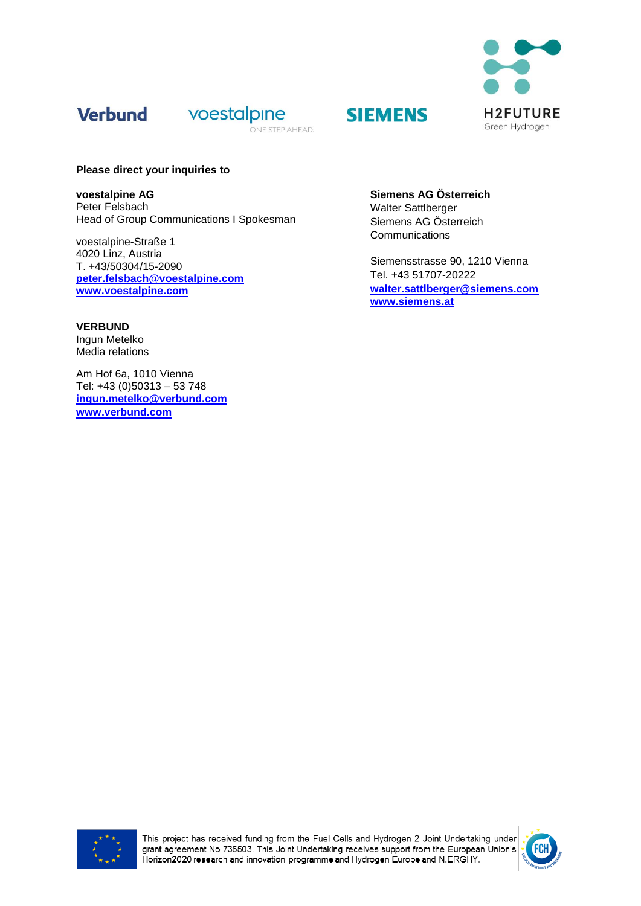Verbund voestalpine ONE STEP AHEAD. SIEMENS H2FUTURE Green Hydrogen

**Please direct your inquiries to**

**voestalpine AG**
Peter Felsbach
Head of Group Communications I Spokesman

voestalpine-Straße 1
4020 Linz, Austria
T. +43/50304/15-2090
**peter.felsbach@voestalpine.com**
**www.voestalpine.com**

**Siemens AG Österreich**
Walter Sattlberger
Siemens AG Österreich
Communications

Siemensstrasse 90, 1210 Vienna
Tel. +43 51707-20222
**walter.sattlberger@siemens.com**
**www.siemens.at**

**VERBUND**
Ingun Metelko
Media relations

Am Hof 6a, 1010 Vienna
Tel: +43 (0)50313 – 53 748
**ingun.metelko@verbund.com**
**www.verbund.com**

This project has received funding from the Fuel Cells and Hydrogen 2 Joint Undertaking under grant agreement No 735503. This Joint Undertaking receives support from the European Union's Horizon2020 research and innovation programme and Hydrogen Europe and N.ERGHY.